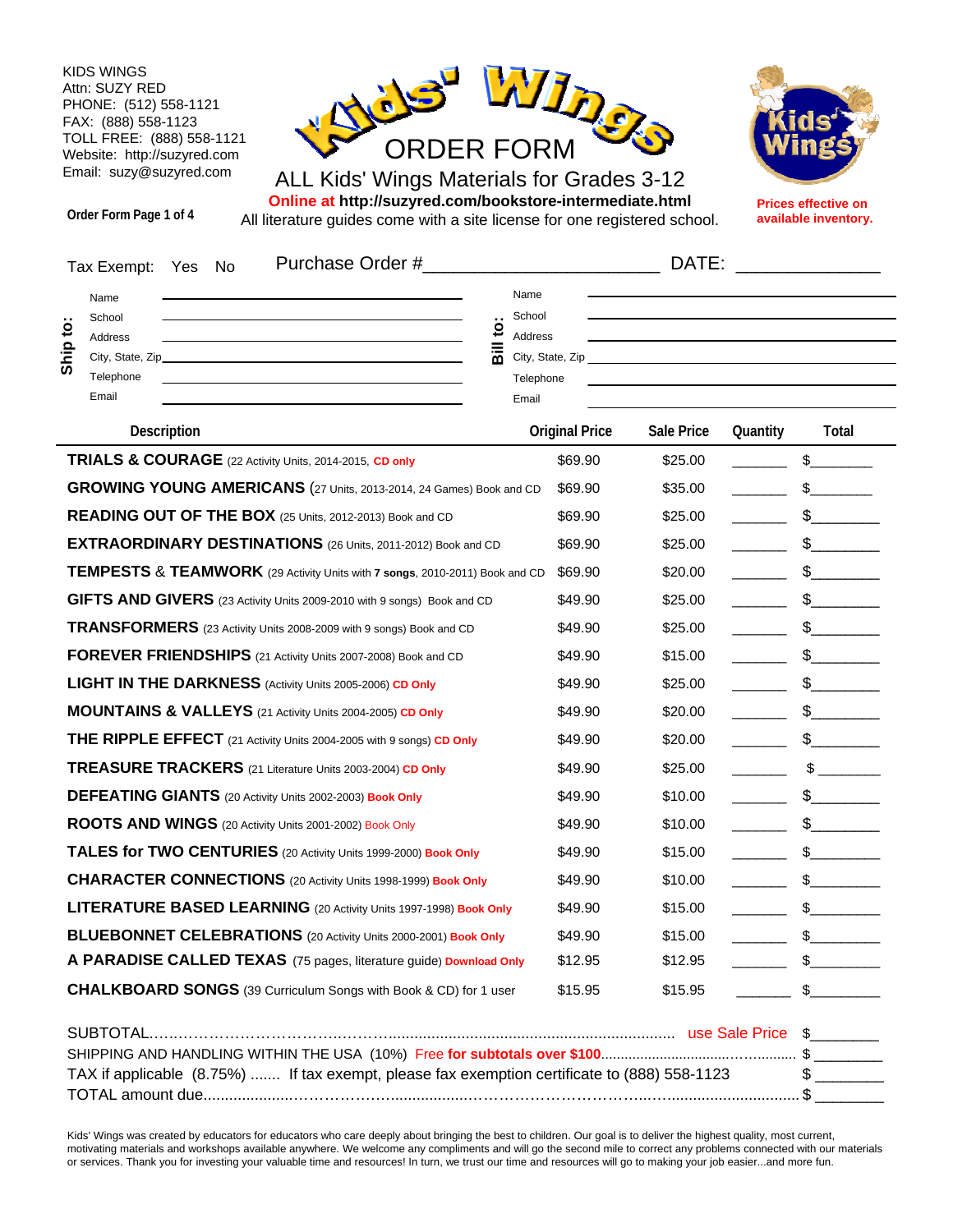KIDS WINGS
Attn: SUZY RED
PHONE: (512) 558-1121
FAX: (888) 558-1123
TOLL FREE: (888) 558-1121
Website: http://suzyred.com
Email: suzy@suzyred.com

**Order Form Page 1 of 4**

# Kids' Wings ORDER FORM

## ALL Kids' Wings Materials for Grades 3-12

**Online at http://suzyred.com/bookstore-intermediate.html**

All literature guides come with a site license for one registered school.

**Prices effective on available inventory.**

Tax Exempt: Yes No Purchase Order #________________________ DATE: ______________

**Ship to:**

Name ______________________
School ______________________
Address ______________________
City, State, Zip ______________________
Telephone ______________________
Email ______________________

**Bill to:**

Name ______________________
School ______________________
Address ______________________
City, State, Zip ______________________
Telephone ______________________
Email ______________________

| Description | Original Price | Sale Price | Quantity | Total |
|---|---|---|---|---|
| **TRIALS & COURAGE** (22 Activity Units, 2014-2015, **CD only** | $69.90 | $25.00 | ______ | $________ |
| **GROWING YOUNG AMERICANS** (27 Units, 2013-2014, 24 Games) Book and CD | $69.90 | $35.00 | ______ | $________ |
| **READING OUT OF THE BOX** (25 Units, 2012-2013) Book and CD | $69.90 | $25.00 | ______ | $________ |
| **EXTRAORDINARY DESTINATIONS** (26 Units, 2011-2012) Book and CD | $69.90 | $25.00 | ______ | $________ |
| **TEMPESTS & TEAMWORK** (29 Activity Units with **7 songs**, 2010-2011) Book and CD | $69.90 | $20.00 | ______ | $________ |
| **GIFTS AND GIVERS** (23 Activity Units 2009-2010 with 9 songs) Book and CD | $49.90 | $25.00 | ______ | $________ |
| **TRANSFORMERS** (23 Activity Units 2008-2009 with 9 songs) Book and CD | $49.90 | $25.00 | ______ | $________ |
| **FOREVER FRIENDSHIPS** (21 Activity Units 2007-2008) Book and CD | $49.90 | $15.00 | ______ | $________ |
| **LIGHT IN THE DARKNESS** (Activity Units 2005-2006) **CD Only** | $49.90 | $25.00 | ______ | $________ |
| **MOUNTAINS & VALLEYS** (21 Activity Units 2004-2005) **CD Only** | $49.90 | $20.00 | ______ | $________ |
| **THE RIPPLE EFFECT** (21 Activity Units 2004-2005 with 9 songs) **CD Only** | $49.90 | $20.00 | ______ | $________ |
| **TREASURE TRACKERS** (21 Literature Units 2003-2004) **CD Only** | $49.90 | $25.00 | ______ | $________ |
| **DEFEATING GIANTS** (20 Activity Units 2002-2003) **Book Only** | $49.90 | $10.00 | ______ | $________ |
| **ROOTS AND WINGS** (20 Activity Units 2001-2002) Book Only | $49.90 | $10.00 | ______ | $________ |
| **TALES for TWO CENTURIES** (20 Activity Units 1999-2000) **Book Only** | $49.90 | $15.00 | ______ | $________ |
| **CHARACTER CONNECTIONS** (20 Activity Units 1998-1999) **Book Only** | $49.90 | $10.00 | ______ | $________ |
| **LITERATURE BASED LEARNING** (20 Activity Units 1997-1998) **Book Only** | $49.90 | $15.00 | ______ | $________ |
| **BLUEBONNET CELEBRATIONS** (20 Activity Units 2000-2001) **Book Only** | $49.90 | $15.00 | ______ | $________ |
| **A PARADISE CALLED TEXAS** (75 pages, literature guide) **Download Only** | $12.95 | $12.95 | ______ | $________ |
| **CHALKBOARD SONGS** (39 Curriculum Songs with Book & CD) for 1 user | $15.95 | $15.95 | ______ | $________ |

SUBTOTAL.......................................................................................... use Sale Price $________

SHIPPING AND HANDLING WITHIN THE USA (10%) Free **for subtotals over $100**.......................................... $________

TAX if applicable (8.75%) ....... If tax exempt, please fax exemption certificate to (888) 558-1123 $________

TOTAL amount due.......................................................................................................... $________

Kids' Wings was created by educators for educators who care deeply about bringing the best to children. Our goal is to deliver the highest quality, most current, motivating materials and workshops available anywhere. We welcome any compliments and will go the second mile to correct any problems connected with our materials or services. Thank you for investing your valuable time and resources! In turn, we trust our time and resources will go to making your job easier...and more fun.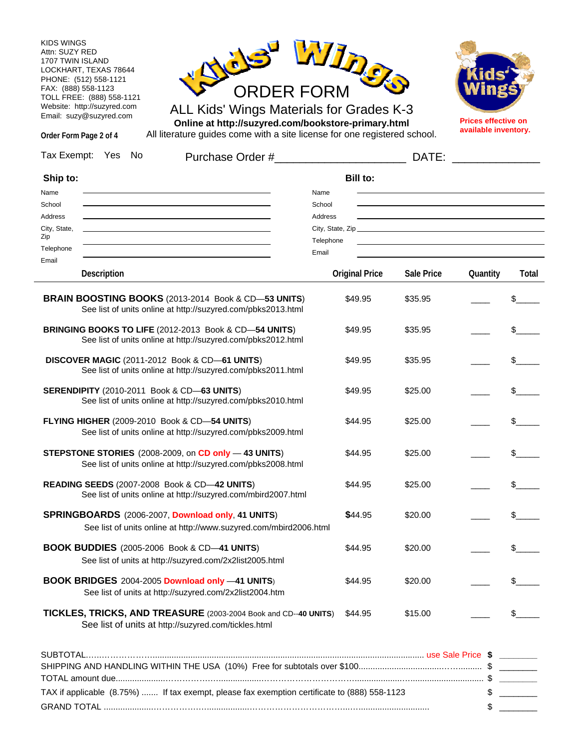KIDS WINGS
Attn: SUZY RED
1707 TWIN ISLAND
LOCKHART, TEXAS 78644
PHONE: (512) 558-1121
FAX: (888) 558-1123
TOLL FREE: (888) 558-1121
Website: http://suzyred.com
Email: suzy@suzyred.com

**Order Form Page 2 of 4**

# Kids' Wings ORDER FORM

## ALL Kids' Wings Materials for Grades K-3

**Online at http://suzyred.com/bookstore-primary.html**

All literature guides come with a site license for one registered school.

**Prices effective on available inventory.**

Tax Exempt: Yes No     Purchase Order #_____________________ DATE: _____________

**Ship to:**

Name ______________________
School ______________________
Address ______________________
City, State, Zip ______________________
Telephone ______________________
Email ______________________

**Bill to:**

Name ______________________
School ______________________
Address ______________________
City, State, Zip ______________________
Telephone ______________________
Email ______________________

| Description | Original Price | Sale Price | Quantity | Total |
|---|---|---|---|---|
| **BRAIN BOOSTING BOOKS** (2013-2014 Book & CD—**53 UNITS**) See list of units online at http://suzyred.com/pbks2013.html | $49.95 | $35.95 | ____ | $_____ |
| **BRINGING BOOKS TO LIFE** (2012-2013 Book & CD—**54 UNITS**) See list of units online at http://suzyred.com/pbks2012.html | $49.95 | $35.95 | ____ | $_____ |
| **DISCOVER MAGIC** (2011-2012 Book & CD—**61 UNITS**) See list of units online at http://suzyred.com/pbks2011.html | $49.95 | $35.95 | ____ | $_____ |
| **SERENDIPITY** (2010-2011 Book & CD—**63 UNITS**) See list of units online at http://suzyred.com/pbks2010.html | $49.95 | $25.00 | ____ | $_____ |
| **FLYING HIGHER** (2009-2010 Book & CD—**54 UNITS**) See list of units online at http://suzyred.com/pbks2009.html | $44.95 | $25.00 | ____ | $_____ |
| **STEPSTONE STORIES** (2008-2009, on **CD only** — **43 UNITS**) See list of units online at http://suzyred.com/pbks2008.html | $44.95 | $25.00 | ____ | $_____ |
| **READING SEEDS** (2007-2008 Book & CD—**42 UNITS**) See list of units online at http://suzyred.com/mbird2007.html | $44.95 | $25.00 | ____ | $_____ |
| **SPRINGBOARDS** (2006-2007, **Download only**, **41 UNITS**) See list of units online at http://www.suzyred.com/mbird2006.html | $44.95 | $20.00 | ____ | $_____ |
| **BOOK BUDDIES** (2005-2006 Book & CD—**41 UNITS**) See list of units at http://suzyred.com/2x2list2005.html | $44.95 | $20.00 | ____ | $_____ |
| **BOOK BRIDGES** 2004-2005 **Download only** —**41 UNITS**) See list of units at http://suzyred.com/2x2list2004.htm | $44.95 | $20.00 | ____ | $_____ |
| **TICKLES, TRICKS, AND TREASURE** (2003-2004 Book and CD--**40 UNITS**) See list of units at http://suzyred.com/tickles.html | $44.95 | $15.00 | ____ | $_____ |

SUBTOTAL.......................... use Sale Price **$** ________
SHIPPING AND HANDLING WITHIN THE USA (10%) Free for subtotals over $100.......................... $ ________
TOTAL amount due.......................... $ ________
TAX if applicable (8.75%) ....... If tax exempt, please fax exemption certificate to (888) 558-1123 $ ________
GRAND TOTAL .......................... $ ________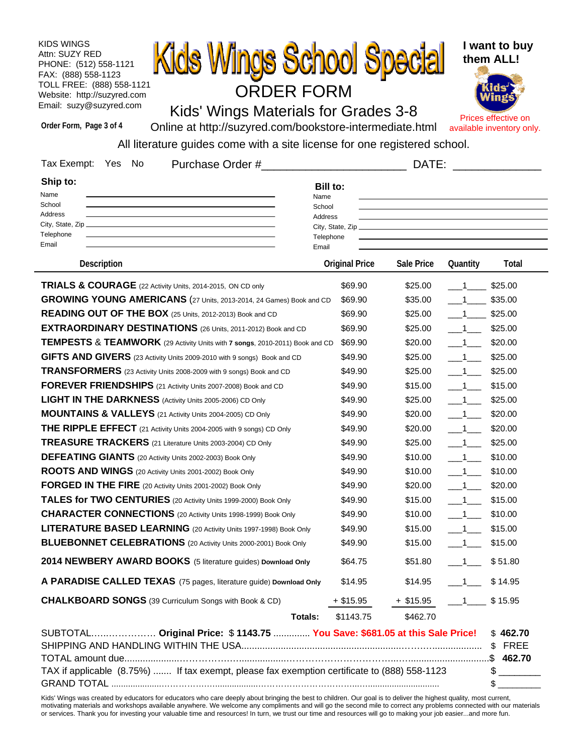KIDS WINGS
Attn: SUZY RED
PHONE: (512) 558-1121
FAX: (888) 558-1123
TOLL FREE: (888) 558-1121
Website: http://suzyred.com
Email: suzy@suzyred.com

# Kids Wings School Special

## ORDER FORM

### Kids' Wings Materials for Grades 3-8

**I want to buy them ALL!**

**Order Form, Page 3 of 4**

Online at http://suzyred.com/bookstore-intermediate.html

Prices effective on available inventory only.

All literature guides come with a site license for one registered school.

Tax Exempt: Yes No     Purchase Order #______________________ DATE: ____________

**Ship to:**

Name ______________________
School ______________________
Address ______________________
City, State, Zip ______________________
Telephone ______________________
Email ______________________

**Bill to:**

Name ______________________
School ______________________
Address ______________________
City, State, Zip ______________________
Telephone ______________________
Email ______________________

| Description | Original Price | Sale Price | Quantity | Total |
|---|---|---|---|---|
| **TRIALS & COURAGE** (22 Activity Units, 2014-2015, ON CD only | $69.90 | $25.00 | 1 | $25.00 |
| **GROWING YOUNG AMERICANS** (27 Units, 2013-2014, 24 Games) Book and CD | $69.90 | $35.00 | 1 | $35.00 |
| **READING OUT OF THE BOX** (25 Units, 2012-2013) Book and CD | $69.90 | $25.00 | 1 | $25.00 |
| **EXTRAORDINARY DESTINATIONS** (26 Units, 2011-2012) Book and CD | $69.90 | $25.00 | 1 | $25.00 |
| **TEMPESTS & TEAMWORK** (29 Activity Units with **7 songs**, 2010-2011) Book and CD | $69.90 | $20.00 | 1 | $20.00 |
| **GIFTS AND GIVERS** (23 Activity Units 2009-2010 with 9 songs) Book and CD | $49.90 | $25.00 | 1 | $25.00 |
| **TRANSFORMERS** (23 Activity Units 2008-2009 with 9 songs) Book and CD | $49.90 | $25.00 | 1 | $25.00 |
| **FOREVER FRIENDSHIPS** (21 Activity Units 2007-2008) Book and CD | $49.90 | $15.00 | 1 | $15.00 |
| **LIGHT IN THE DARKNESS** (Activity Units 2005-2006) CD Only | $49.90 | $25.00 | 1 | $25.00 |
| **MOUNTAINS & VALLEYS** (21 Activity Units 2004-2005) CD Only | $49.90 | $20.00 | 1 | $20.00 |
| **THE RIPPLE EFFECT** (21 Activity Units 2004-2005 with 9 songs) CD Only | $49.90 | $20.00 | 1 | $20.00 |
| **TREASURE TRACKERS** (21 Literature Units 2003-2004) CD Only | $49.90 | $25.00 | 1 | $25.00 |
| **DEFEATING GIANTS** (20 Activity Units 2002-2003) Book Only | $49.90 | $10.00 | 1 | $10.00 |
| **ROOTS AND WINGS** (20 Activity Units 2001-2002) Book Only | $49.90 | $10.00 | 1 | $10.00 |
| **FORGED IN THE FIRE** (20 Activity Units 2001-2002) Book Only | $49.90 | $20.00 | 1 | $20.00 |
| **TALES for TWO CENTURIES** (20 Activity Units 1999-2000) Book Only | $49.90 | $15.00 | 1 | $15.00 |
| **CHARACTER CONNECTIONS** (20 Activity Units 1998-1999) Book Only | $49.90 | $10.00 | 1 | $10.00 |
| **LITERATURE BASED LEARNING** (20 Activity Units 1997-1998) Book Only | $49.90 | $15.00 | 1 | $15.00 |
| **BLUEBONNET CELEBRATIONS** (20 Activity Units 2000-2001) Book Only | $49.90 | $15.00 | 1 | $15.00 |
| **2014 NEWBERY AWARD BOOKS** (5 literature guides) **Download Only** | $64.75 | $51.80 | 1 | $ 51.80 |
| **A PARADISE CALLED TEXAS** (75 pages, literature guide) **Download Only** | $14.95 | $14.95 | 1 | $ 14.95 |
| **CHALKBOARD SONGS** (39 Curriculum Songs with Book & CD) | + $15.95 | + $15.95 | 1 | $ 15.95 |
| **Totals:** | $1143.75 | $462.70 | | |

SUBTOTAL……………… **Original Price:** $ **1143.75** .............. **You Save: $681.05 at this Sale Price!** $ **462.70**

SHIPPING AND HANDLING WITHIN THE USA........................................ $ FREE

TOTAL amount due........................................................................$ **462.70**

TAX if applicable (8.75%) ....... If tax exempt, please fax exemption certificate to (888) 558-1123 $ ________

GRAND TOTAL .................................................................................. $ ________

Kids' Wings was created by educators for educators who care deeply about bringing the best to children. Our goal is to deliver the highest quality, most current, motivating materials and workshops available anywhere. We welcome any compliments and will go the second mile to correct any problems connected with our materials or services. Thank you for investing your valuable time and resources! In turn, we trust our time and resources will go to making your job easier...and more fun.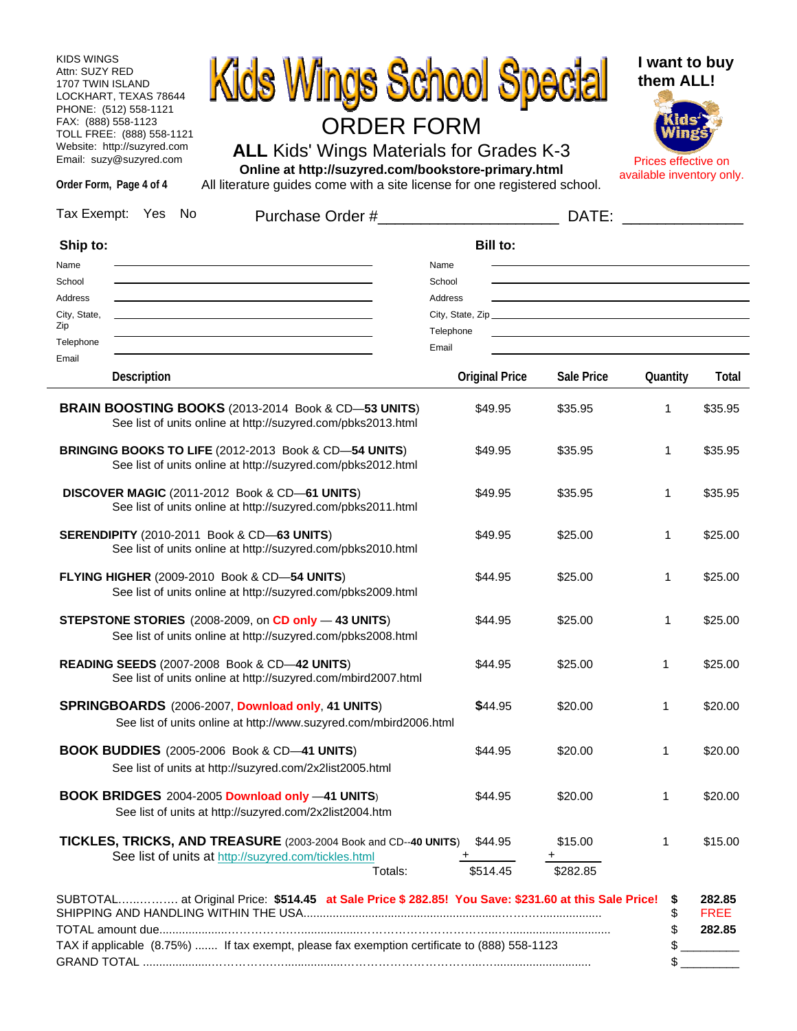KIDS WINGS
Attn: SUZY RED
1707 TWIN ISLAND
LOCKHART, TEXAS 78644
PHONE: (512) 558-1121
FAX: (888) 558-1123
TOLL FREE: (888) 558-1121
Website: http://suzyred.com
Email: suzy@suzyred.com

**Order Form, Page 4 of 4**

# Kids Wings School Special

## ORDER FORM

**ALL** Kids' Wings Materials for Grades K-3

**Online at http://suzyred.com/bookstore-primary.html**

All literature guides come with a site license for one registered school.

**I want to buy them ALL!**

Prices effective on available inventory only.

Tax Exempt: Yes No     Purchase Order #______________________ DATE: ______________

**Ship to:**

Name ______________________
School ______________________
Address ______________________
City, State, Zip ______________________
Telephone ______________________
Email ______________________

**Bill to:**

Name ______________________
School ______________________
Address ______________________
City, State, Zip ______________________
Telephone ______________________
Email ______________________

| Description | Original Price | Sale Price | Quantity | Total |
|---|---|---|---|---|
| **BRAIN BOOSTING BOOKS** (2013-2014 Book & CD—**53 UNITS**) See list of units online at http://suzyred.com/pbks2013.html | $49.95 | $35.95 | 1 | $35.95 |
| **BRINGING BOOKS TO LIFE** (2012-2013 Book & CD—**54 UNITS**) See list of units online at http://suzyred.com/pbks2012.html | $49.95 | $35.95 | 1 | $35.95 |
| **DISCOVER MAGIC** (2011-2012 Book & CD—**61 UNITS**) See list of units online at http://suzyred.com/pbks2011.html | $49.95 | $35.95 | 1 | $35.95 |
| **SERENDIPITY** (2010-2011 Book & CD—**63 UNITS**) See list of units online at http://suzyred.com/pbks2010.html | $49.95 | $25.00 | 1 | $25.00 |
| **FLYING HIGHER** (2009-2010 Book & CD—**54 UNITS**) See list of units online at http://suzyred.com/pbks2009.html | $44.95 | $25.00 | 1 | $25.00 |
| **STEPSTONE STORIES** (2008-2009, on **CD only** — **43 UNITS**) See list of units online at http://suzyred.com/pbks2008.html | $44.95 | $25.00 | 1 | $25.00 |
| **READING SEEDS** (2007-2008 Book & CD—**42 UNITS**) See list of units online at http://suzyred.com/mbird2007.html | $44.95 | $25.00 | 1 | $25.00 |
| **SPRINGBOARDS** (2006-2007, **Download only**, **41 UNITS**) See list of units online at http://www.suzyred.com/mbird2006.html | $44.95 | $20.00 | 1 | $20.00 |
| **BOOK BUDDIES** (2005-2006 Book & CD—**41 UNITS**) See list of units at http://suzyred.com/2x2list2005.html | $44.95 | $20.00 | 1 | $20.00 |
| **BOOK BRIDGES** 2004-2005 **Download only** —**41 UNITS**) See list of units at http://suzyred.com/2x2list2004.htm | $44.95 | $20.00 | 1 | $20.00 |
| **TICKLES, TRICKS, AND TREASURE** (2003-2004 Book and CD--**40 UNITS**) See list of units at http://suzyred.com/tickles.html | $44.95 + | $15.00 + | 1 | $15.00 |
| Totals: | $514.45 | $282.85 | | |

SUBTOTAL................ at Original Price: **$514.45** **at Sale Price $ 282.85! You Save: $231.60 at this Sale Price!** $ **282.85**

SHIPPING AND HANDLING WITHIN THE USA........................................................ $ FREE

TOTAL amount due........................................................................................ $ **282.85**

TAX if applicable (8.75%) ....... If tax exempt, please fax exemption certificate to (888) 558-1123 $ _________

GRAND TOTAL ............................................................................................ $ _________